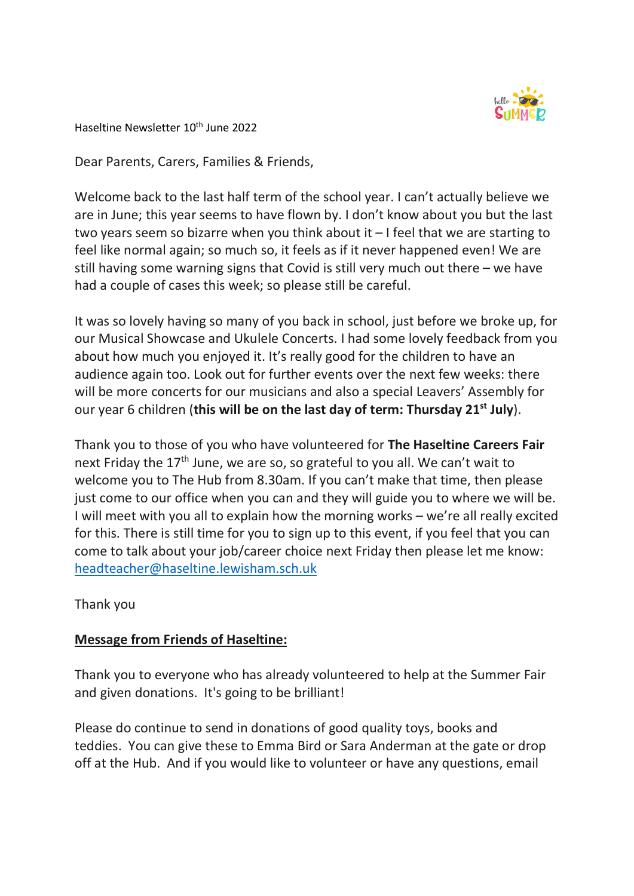Haseltine Newsletter 10th June 2022

Dear Parents, Carers, Families & Friends,

Welcome back to the last half term of the school year. I can't actually believe we are in June; this year seems to have flown by. I don't know about you but the last two years seem so bizarre when you think about it – I feel that we are starting to feel like normal again; so much so, it feels as if it never happened even! We are still having some warning signs that Covid is still very much out there – we have had a couple of cases this week; so please still be careful.

It was so lovely having so many of you back in school, just before we broke up, for our Musical Showcase and Ukulele Concerts. I had some lovely feedback from you about how much you enjoyed it. It's really good for the children to have an audience again too. Look out for further events over the next few weeks: there will be more concerts for our musicians and also a special Leavers' Assembly for our year 6 children (**this will be on the last day of term: Thursday 21st July**).

Thank you to those of you who have volunteered for **The Haseltine Careers Fair** next Friday the 17th June, we are so, so grateful to you all. We can't wait to welcome you to The Hub from 8.30am. If you can't make that time, then please just come to our office when you can and they will guide you to where we will be. I will meet with you all to explain how the morning works – we're all really excited for this. There is still time for you to sign up to this event, if you feel that you can come to talk about your job/career choice next Friday then please let me know: headteacher@haseltine.lewisham.sch.uk

Thank you

**Message from Friends of Haseltine:**

Thank you to everyone who has already volunteered to help at the Summer Fair and given donations. It's going to be brilliant!

Please do continue to send in donations of good quality toys, books and teddies. You can give these to Emma Bird or Sara Anderman at the gate or drop off at the Hub. And if you would like to volunteer or have any questions, email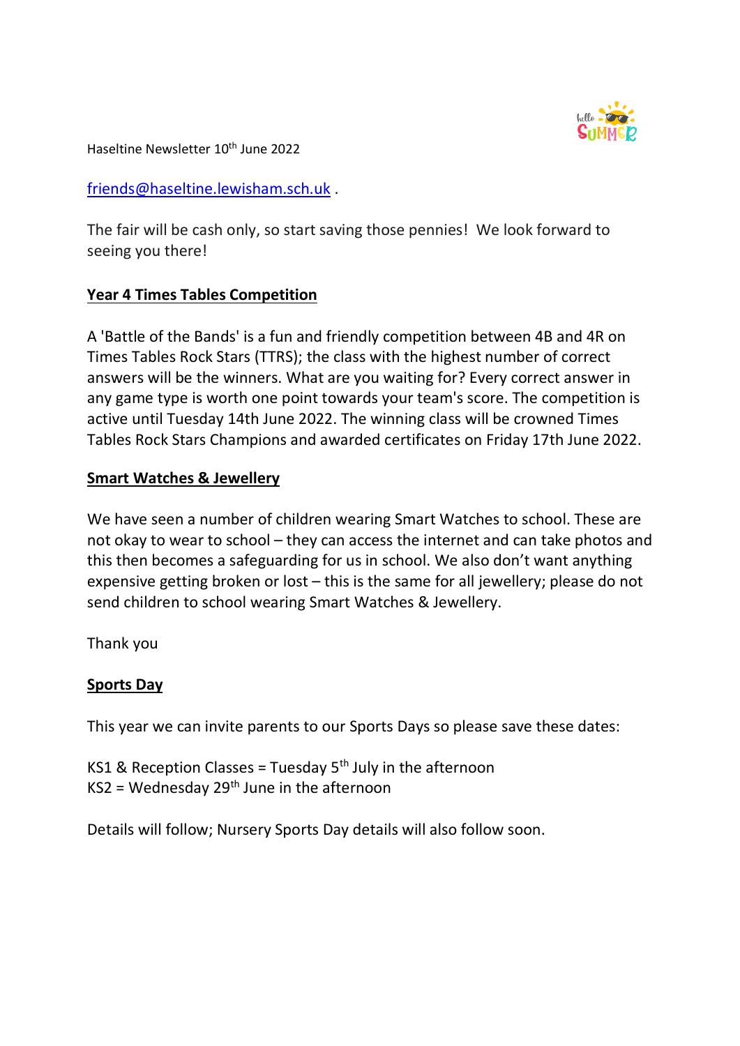Haseltine Newsletter 10th June 2022

[friends@haseltine.lewisham.sch.uk](mailto:friends@haseltine.lewisham.sch.uk) .

The fair will be cash only, so start saving those pennies!  We look forward to seeing you there!

## Year 4 Times Tables Competition

A 'Battle of the Bands' is a fun and friendly competition between 4B and 4R on Times Tables Rock Stars (TTRS); the class with the highest number of correct answers will be the winners. What are you waiting for? Every correct answer in any game type is worth one point towards your team's score. The competition is active until Tuesday 14th June 2022. The winning class will be crowned Times Tables Rock Stars Champions and awarded certificates on Friday 17th June 2022.

## Smart Watches & Jewellery

We have seen a number of children wearing Smart Watches to school. These are not okay to wear to school – they can access the internet and can take photos and this then becomes a safeguarding for us in school. We also don't want anything expensive getting broken or lost – this is the same for all jewellery; please do not send children to school wearing Smart Watches & Jewellery.

Thank you

## Sports Day

This year we can invite parents to our Sports Days so please save these dates:

KS1 & Reception Classes = Tuesday 5th July in the afternoon
KS2 = Wednesday 29th June in the afternoon

Details will follow; Nursery Sports Day details will also follow soon.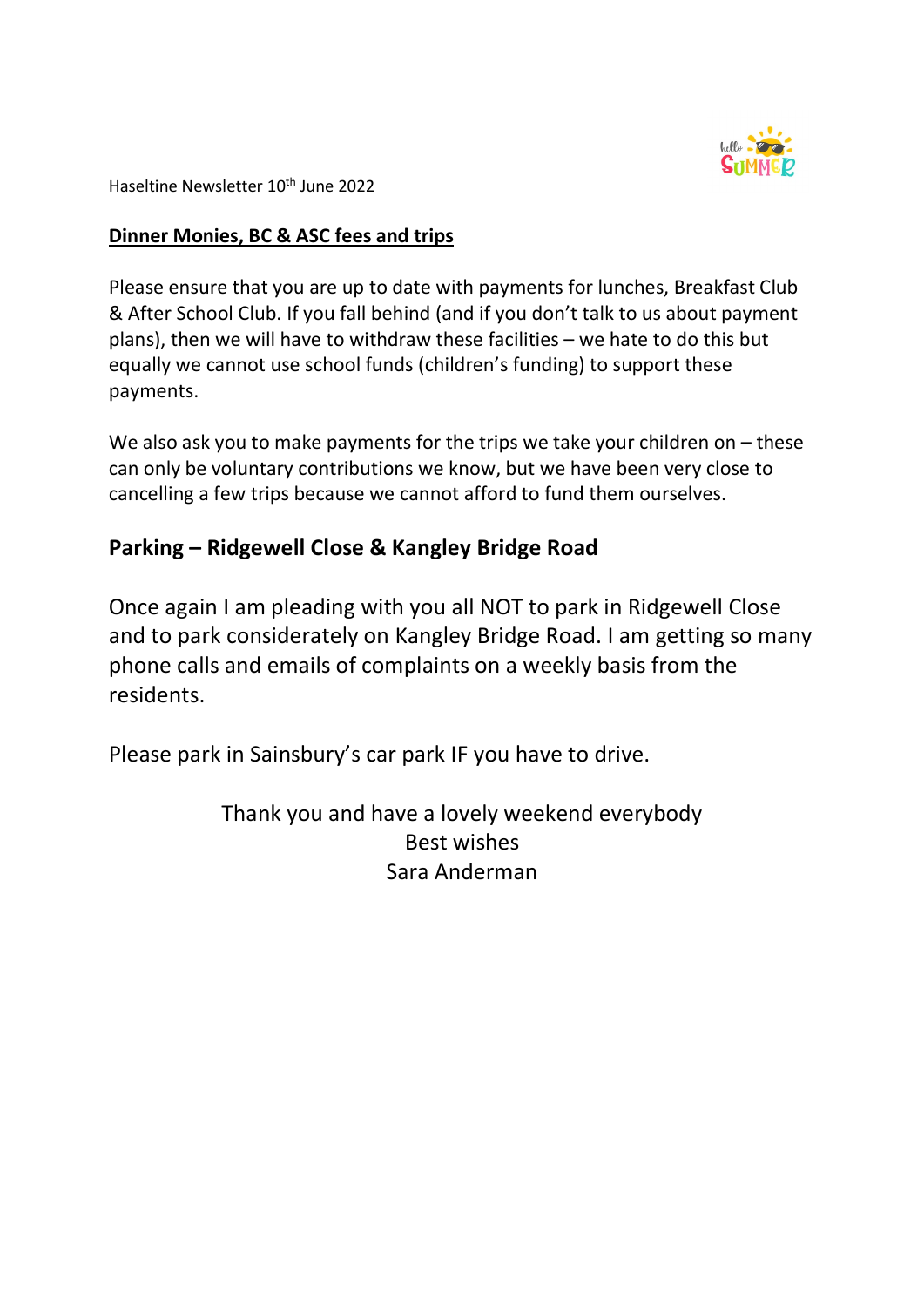Haseltine Newsletter 10th June 2022

## Dinner Monies, BC & ASC fees and trips

Please ensure that you are up to date with payments for lunches, Breakfast Club & After School Club. If you fall behind (and if you don't talk to us about payment plans), then we will have to withdraw these facilities – we hate to do this but equally we cannot use school funds (children's funding) to support these payments.

We also ask you to make payments for the trips we take your children on – these can only be voluntary contributions we know, but we have been very close to cancelling a few trips because we cannot afford to fund them ourselves.

## Parking – Ridgewell Close & Kangley Bridge Road

Once again I am pleading with you all NOT to park in Ridgewell Close and to park considerately on Kangley Bridge Road. I am getting so many phone calls and emails of complaints on a weekly basis from the residents.

Please park in Sainsbury's car park IF you have to drive.

Thank you and have a lovely weekend everybody
Best wishes
Sara Anderman